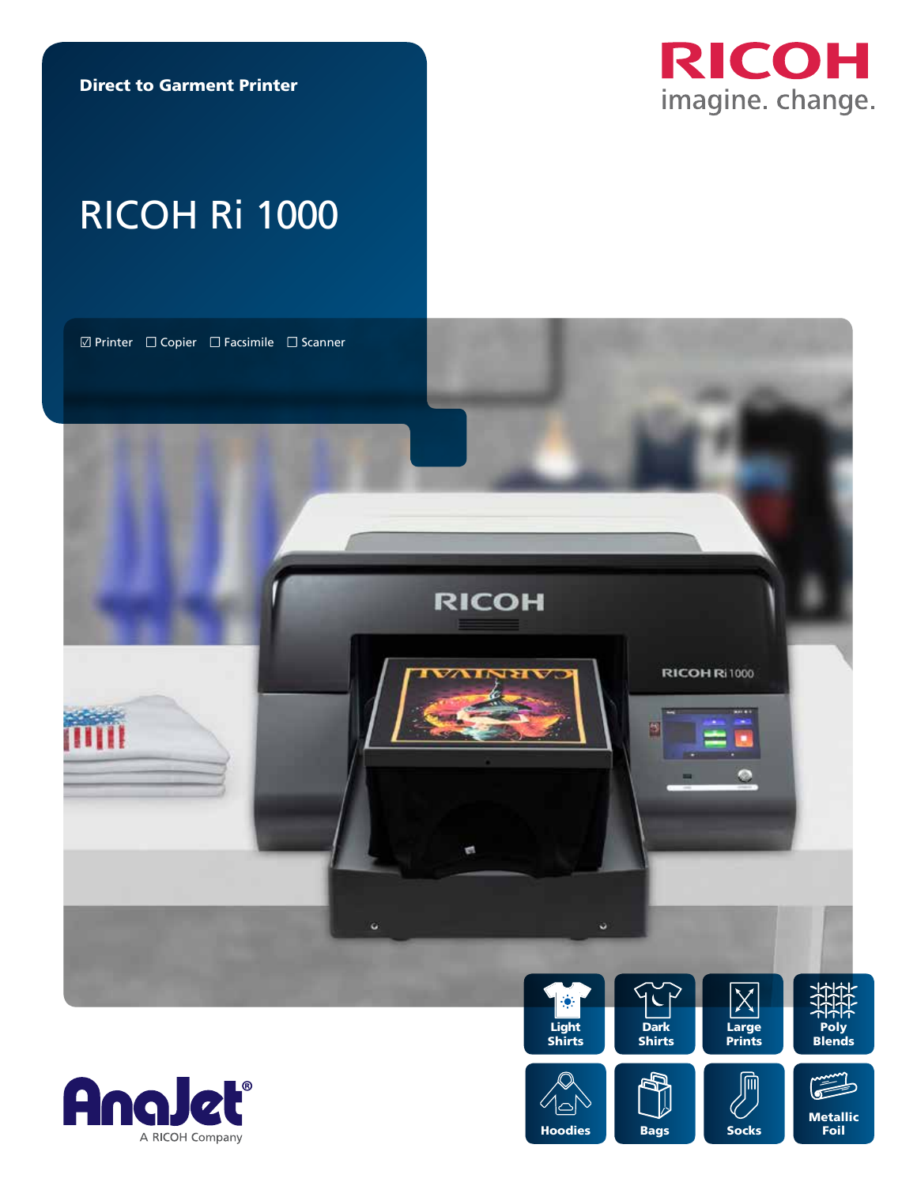**Direct to Garment Printer**

# RICOH Ri 1000

☑ Printer ☐ Copier ☐ Facsimile ☐ Scanner

RICOH
imagine. change.

- Light Shirts
- Dark Shirts
- Large Prints
- Poly Blends
- Hoodies
- Bags
- Socks
- Metallic Foil

AnaJet®
A RICOH Company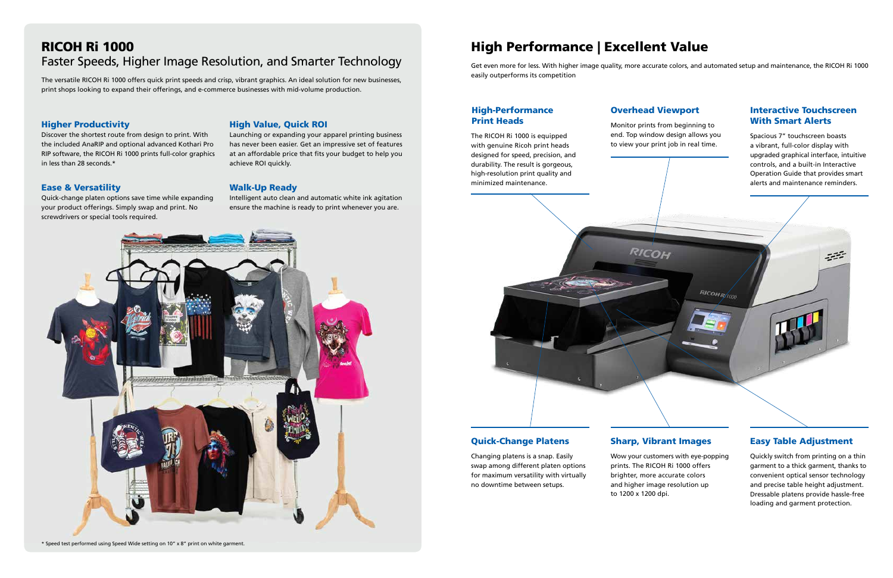# RICOH Ri 1000

## Faster Speeds, Higher Image Resolution, and Smarter Technology

The versatile RICOH Ri 1000 offers quick print speeds and crisp, vibrant graphics. An ideal solution for new businesses, print shops looking to expand their offerings, and e-commerce businesses with mid-volume production.

### Higher Productivity

Discover the shortest route from design to print. With the included AnaRIP and optional advanced Kothari Pro RIP software, the RICOH Ri 1000 prints full-color graphics in less than 28 seconds.*

### High Value, Quick ROI

Launching or expanding your apparel printing business has never been easier. Get an impressive set of features at an affordable price that fits your budget to help you achieve ROI quickly.

### Ease & Versatility

Quick-change platen options save time while expanding your product offerings. Simply swap and print. No screwdrivers or special tools required.

### Walk-Up Ready

Intelligent auto clean and automatic white ink agitation ensure the machine is ready to print whenever you are.

* Speed test performed using Speed Wide setting on 10" x 8" print on white garment.

# High Performance | Excellent Value

Get even more for less. With higher image quality, more accurate colors, and automated setup and maintenance, the RICOH Ri 1000 easily outperforms its competition

### High-Performance Print Heads

The RICOH Ri 1000 is equipped with genuine Ricoh print heads designed for speed, precision, and durability. The result is gorgeous, high-resolution print quality and minimized maintenance.

### Overhead Viewport

Monitor prints from beginning to end. Top window design allows you to view your print job in real time.

### Interactive Touchscreen With Smart Alerts

Spacious 7" touchscreen boasts a vibrant, full-color display with upgraded graphical interface, intuitive controls, and a built-in Interactive Operation Guide that provides smart alerts and maintenance reminders.

### Quick-Change Platens

Changing platens is a snap. Easily swap among different platen options for maximum versatility with virtually no downtime between setups.

### Sharp, Vibrant Images

Wow your customers with eye-popping prints. The RICOH Ri 1000 offers brighter, more accurate colors and higher image resolution up to 1200 x 1200 dpi.

### Easy Table Adjustment

Quickly switch from printing on a thin garment to a thick garment, thanks to convenient optical sensor technology and precise table height adjustment. Dressable platens provide hassle-free loading and garment protection.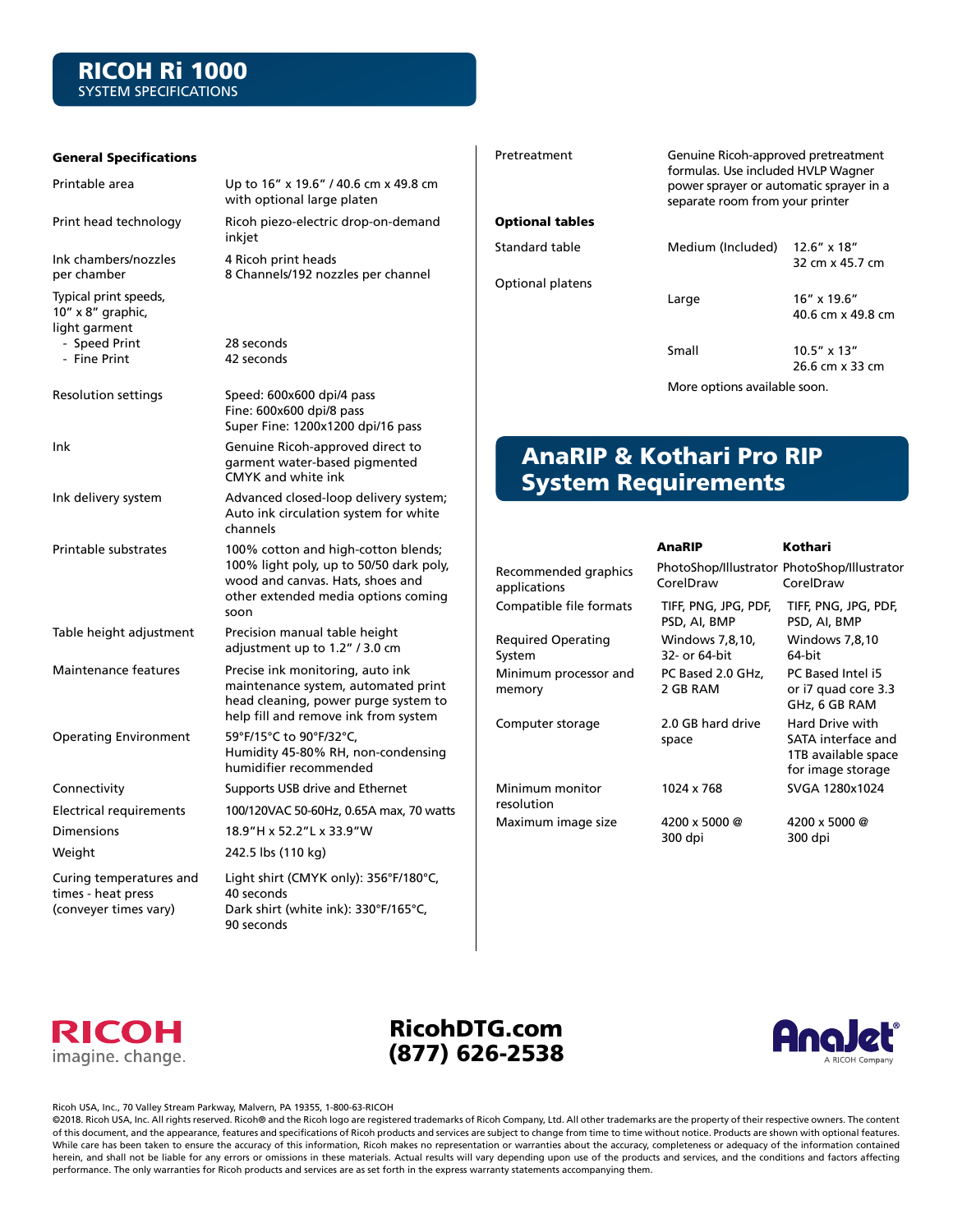# RICOH Ri 1000

SYSTEM SPECIFICATIONS

**General Specifications**

| | |
|---|---|
| Printable area | Up to 16" x 19.6" / 40.6 cm x 49.8 cm with optional large platen |
| Print head technology | Ricoh piezo-electric drop-on-demand inkjet |
| Ink chambers/nozzles per chamber | 4 Ricoh print heads<br>8 Channels/192 nozzles per channel |
| Typical print speeds, 10" x 8" graphic, light garment<br>- Speed Print<br>- Fine Print | <br><br>28 seconds<br>42 seconds |
| Resolution settings | Speed: 600x600 dpi/4 pass<br>Fine: 600x600 dpi/8 pass<br>Super Fine: 1200x1200 dpi/16 pass |
| Ink | Genuine Ricoh-approved direct to garment water-based pigmented CMYK and white ink |
| Ink delivery system | Advanced closed-loop delivery system; Auto ink circulation system for white channels |
| Printable substrates | 100% cotton and high-cotton blends; 100% light poly, up to 50/50 dark poly, wood and canvas. Hats, shoes and other extended media options coming soon |
| Table height adjustment | Precision manual table height adjustment up to 1.2" / 3.0 cm |
| Maintenance features | Precise ink monitoring, auto ink maintenance system, automated print head cleaning, power purge system to help fill and remove ink from system |
| Operating Environment | 59°F/15°C to 90°F/32°C,<br>Humidity 45-80% RH, non-condensing humidifier recommended |
| Connectivity | Supports USB drive and Ethernet |
| Electrical requirements | 100/120VAC 50-60Hz, 0.65A max, 70 watts |
| Dimensions | 18.9"H x 52.2"L x 33.9"W |
| Weight | 242.5 lbs (110 kg) |
| Curing temperatures and times - heat press (conveyer times vary) | Light shirt (CMYK only): 356°F/180°C, 40 seconds<br>Dark shirt (white ink): 330°F/165°C, 90 seconds |
| Pretreatment | Genuine Ricoh-approved pretreatment formulas. Use included HVLP Wagner power sprayer or automatic sprayer in a separate room from your printer |

**Optional tables**

| | | |
|---|---|---|
| Standard table | Medium (Included) | 12.6" x 18"<br>32 cm x 45.7 cm |
| Optional platens | Large | 16" x 19.6"<br>40.6 cm x 49.8 cm |
| | Small | 10.5" x 13"<br>26.6 cm x 33 cm |
| | More options available soon. | |

## AnaRIP & Kothari Pro RIP System Requirements

| | AnaRIP | Kothari |
|---|---|---|
| Recommended graphics applications | PhotoShop/Illustrator CorelDraw | PhotoShop/Illustrator CorelDraw |
| Compatible file formats | TIFF, PNG, JPG, PDF, PSD, AI, BMP | TIFF, PNG, JPG, PDF, PSD, AI, BMP |
| Required Operating System | Windows 7,8,10, 32- or 64-bit | Windows 7,8,10 64-bit |
| Minimum processor and memory | PC Based 2.0 GHz, 2 GB RAM | PC Based Intel i5 or i7 quad core 3.3 GHz, 6 GB RAM |
| Computer storage | 2.0 GB hard drive space | Hard Drive with SATA interface and 1TB available space for image storage |
| Minimum monitor resolution | 1024 x 768 | SVGA 1280x1024 |
| Maximum image size | 4200 x 5000 @ 300 dpi | 4200 x 5000 @ 300 dpi |

RICOH imagine. change.

**RicohDTG.com**
**(877) 626-2538**

AnaJet® A RICOH Company

Ricoh USA, Inc., 70 Valley Stream Parkway, Malvern, PA 19355, 1-800-63-RICOH

©2018. Ricoh USA, Inc. All rights reserved. Ricoh® and the Ricoh logo are registered trademarks of Ricoh Company, Ltd. All other trademarks are the property of their respective owners. The content of this document, and the appearance, features and specifications of Ricoh products and services are subject to change from time to time without notice. Products are shown with optional features. While care has been taken to ensure the accuracy of this information, Ricoh makes no representation or warranties about the accuracy, completeness or adequacy of the information contained herein, and shall not be liable for any errors or omissions in these materials. Actual results will vary depending upon use of the products and services, and the conditions and factors affecting performance. The only warranties for Ricoh products and services are as set forth in the express warranty statements accompanying them.